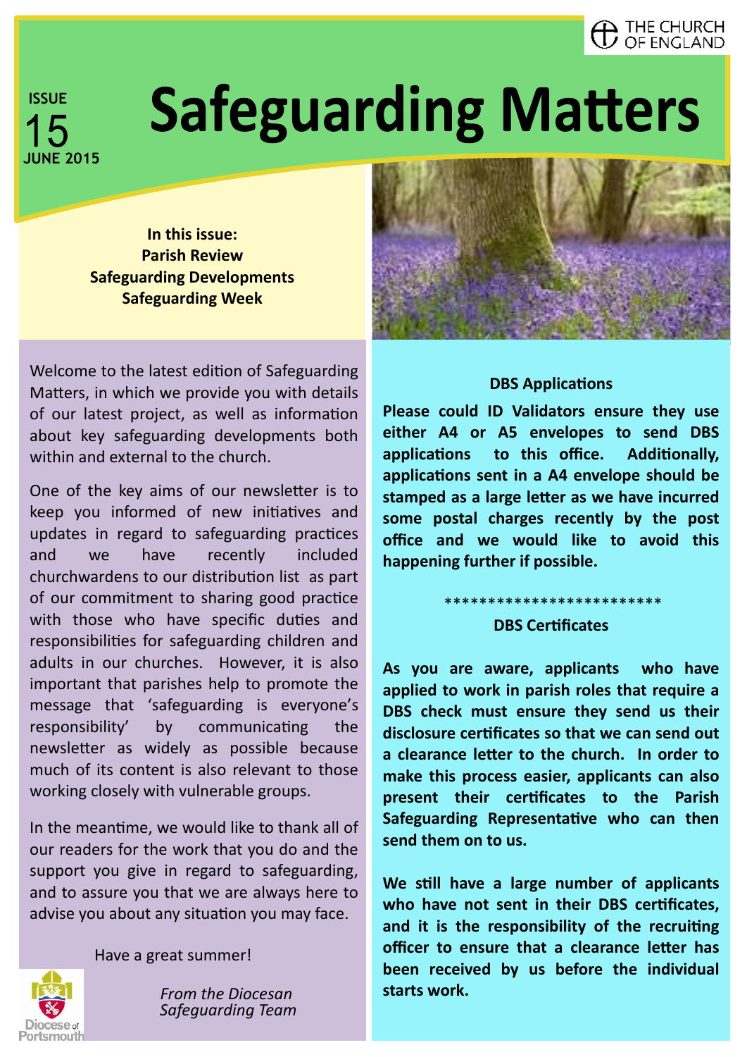THE CHURCH OF ENGLAND

ISSUE 15
JUNE 2015

# Safeguarding Matters

**In this issue:**
**Parish Review**
**Safeguarding Developments**
**Safeguarding Week**

Welcome to the latest edition of Safeguarding Matters, in which we provide you with details of our latest project, as well as information about key safeguarding developments both within and external to the church.

One of the key aims of our newsletter is to keep you informed of new initiatives and updates in regard to safeguarding practices and we have recently included churchwardens to our distribution list as part of our commitment to sharing good practice with those who have specific duties and responsibilities for safeguarding children and adults in our churches. However, it is also important that parishes help to promote the message that 'safeguarding is everyone's responsibility' by communicating the newsletter as widely as possible because much of its content is also relevant to those working closely with vulnerable groups.

In the meantime, we would like to thank all of our readers for the work that you do and the support you give in regard to safeguarding, and to assure you that we are always here to advise you about any situation you may face.

Have a great summer!

*From the Diocesan Safeguarding Team*

Diocese of Portsmouth

## DBS Applications

**Please could ID Validators ensure they use either A4 or A5 envelopes to send DBS applications to this office. Additionally, applications sent in a A4 envelope should be stamped as a large letter as we have incurred some postal charges recently by the post office and we would like to avoid this happening further if possible.**

*************************

## DBS Certificates

**As you are aware, applicants who have applied to work in parish roles that require a DBS check must ensure they send us their disclosure certificates so that we can send out a clearance letter to the church. In order to make this process easier, applicants can also present their certificates to the Parish Safeguarding Representative who can then send them on to us.**

**We still have a large number of applicants who have not sent in their DBS certificates, and it is the responsibility of the recruiting officer to ensure that a clearance letter has been received by us before the individual starts work.**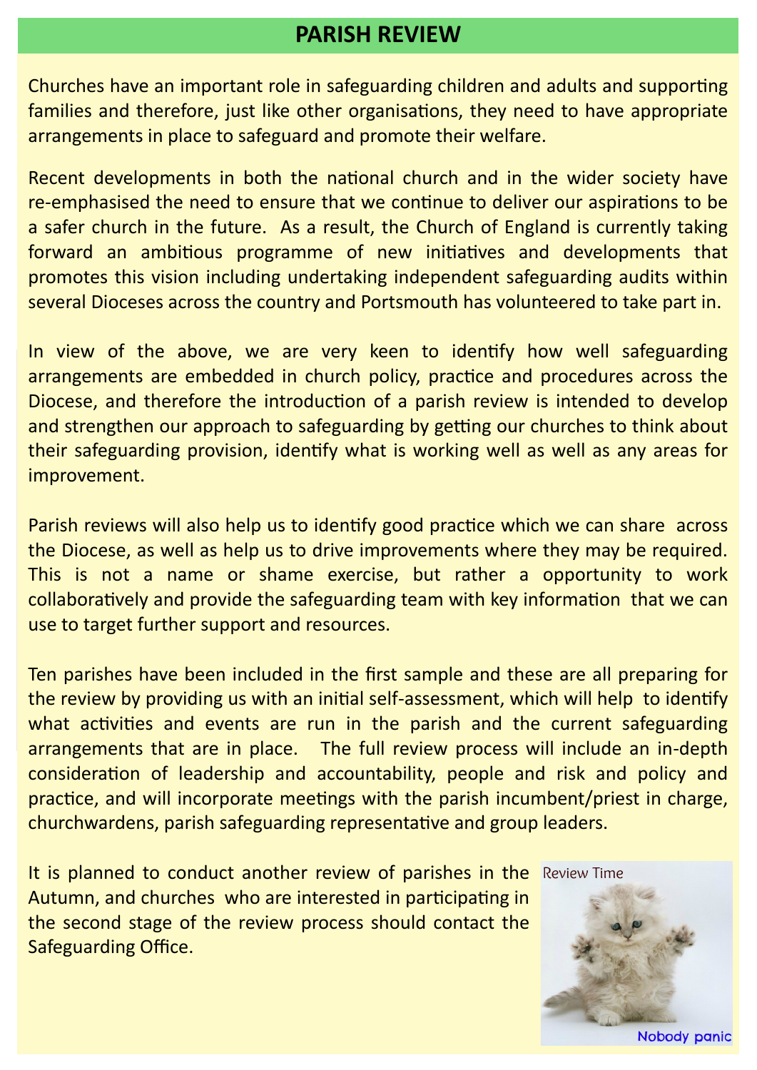# PARISH REVIEW

Churches have an important role in safeguarding children and adults and supporting families and therefore, just like other organisations, they need to have appropriate arrangements in place to safeguard and promote their welfare.

Recent developments in both the national church and in the wider society have re-emphasised the need to ensure that we continue to deliver our aspirations to be a safer church in the future. As a result, the Church of England is currently taking forward an ambitious programme of new initiatives and developments that promotes this vision including undertaking independent safeguarding audits within several Dioceses across the country and Portsmouth has volunteered to take part in.

In view of the above, we are very keen to identify how well safeguarding arrangements are embedded in church policy, practice and procedures across the Diocese, and therefore the introduction of a parish review is intended to develop and strengthen our approach to safeguarding by getting our churches to think about their safeguarding provision, identify what is working well as well as any areas for improvement.

Parish reviews will also help us to identify good practice which we can share across the Diocese, as well as help us to drive improvements where they may be required. This is not a name or shame exercise, but rather a opportunity to work collaboratively and provide the safeguarding team with key information that we can use to target further support and resources.

Ten parishes have been included in the first sample and these are all preparing for the review by providing us with an initial self-assessment, which will help to identify what activities and events are run in the parish and the current safeguarding arrangements that are in place. The full review process will include an in-depth consideration of leadership and accountability, people and risk and policy and practice, and will incorporate meetings with the parish incumbent/priest in charge, churchwardens, parish safeguarding representative and group leaders.

It is planned to conduct another review of parishes in the Autumn, and churches who are interested in participating in the second stage of the review process should contact the Safeguarding Office.

Review Time

Nobody panic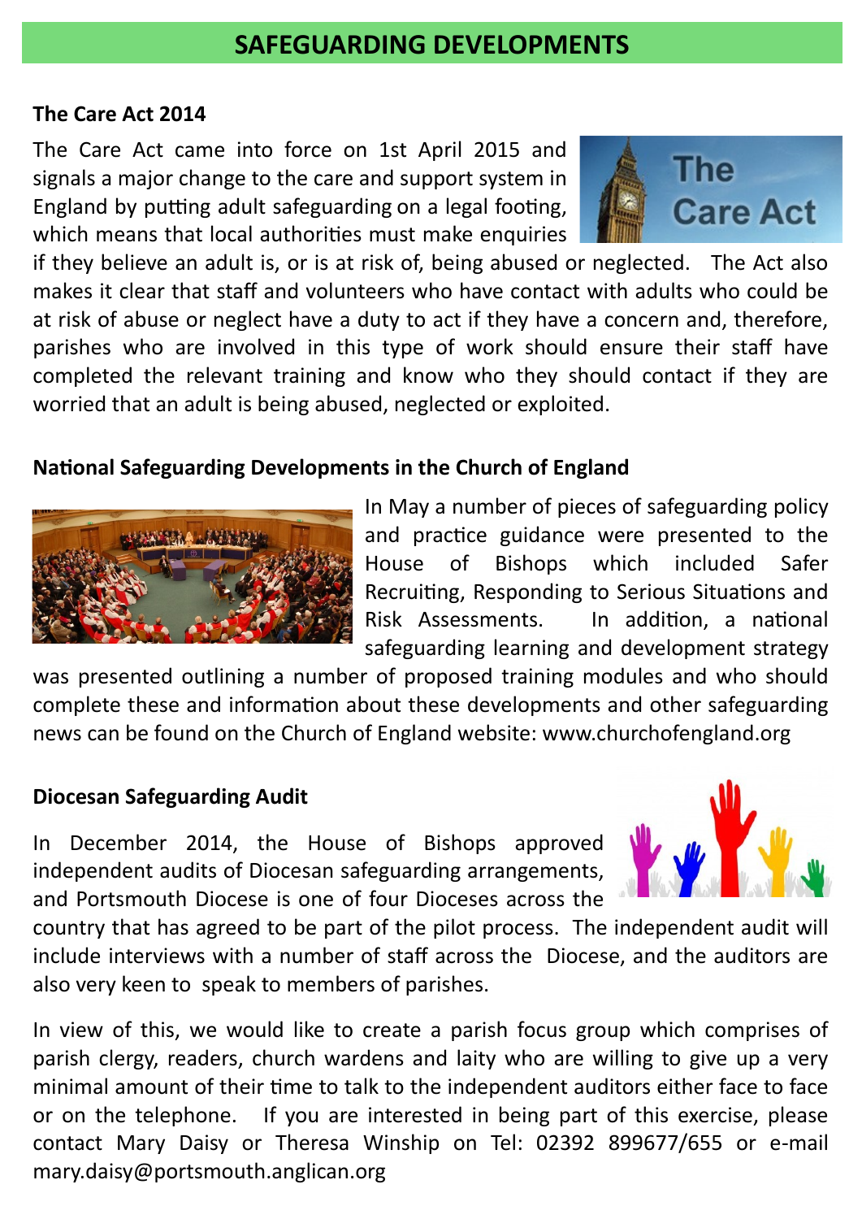# SAFEGUARDING DEVELOPMENTS

## The Care Act 2014

The Care Act came into force on 1st April 2015 and signals a major change to the care and support system in England by putting adult safeguarding on a legal footing, which means that local authorities must make enquiries if they believe an adult is, or is at risk of, being abused or neglected. The Act also makes it clear that staff and volunteers who have contact with adults who could be at risk of abuse or neglect have a duty to act if they have a concern and, therefore, parishes who are involved in this type of work should ensure their staff have completed the relevant training and know who they should contact if they are worried that an adult is being abused, neglected or exploited.

## National Safeguarding Developments in the Church of England

In May a number of pieces of safeguarding policy and practice guidance were presented to the House of Bishops which included Safer Recruiting, Responding to Serious Situations and Risk Assessments. In addition, a national safeguarding learning and development strategy was presented outlining a number of proposed training modules and who should complete these and information about these developments and other safeguarding news can be found on the Church of England website: www.churchofengland.org

## Diocesan Safeguarding Audit

In December 2014, the House of Bishops approved independent audits of Diocesan safeguarding arrangements, and Portsmouth Diocese is one of four Dioceses across the country that has agreed to be part of the pilot process. The independent audit will include interviews with a number of staff across the Diocese, and the auditors are also very keen to speak to members of parishes.

In view of this, we would like to create a parish focus group which comprises of parish clergy, readers, church wardens and laity who are willing to give up a very minimal amount of their time to talk to the independent auditors either face to face or on the telephone. If you are interested in being part of this exercise, please contact Mary Daisy or Theresa Winship on Tel: 02392 899677/655 or e-mail mary.daisy@portsmouth.anglican.org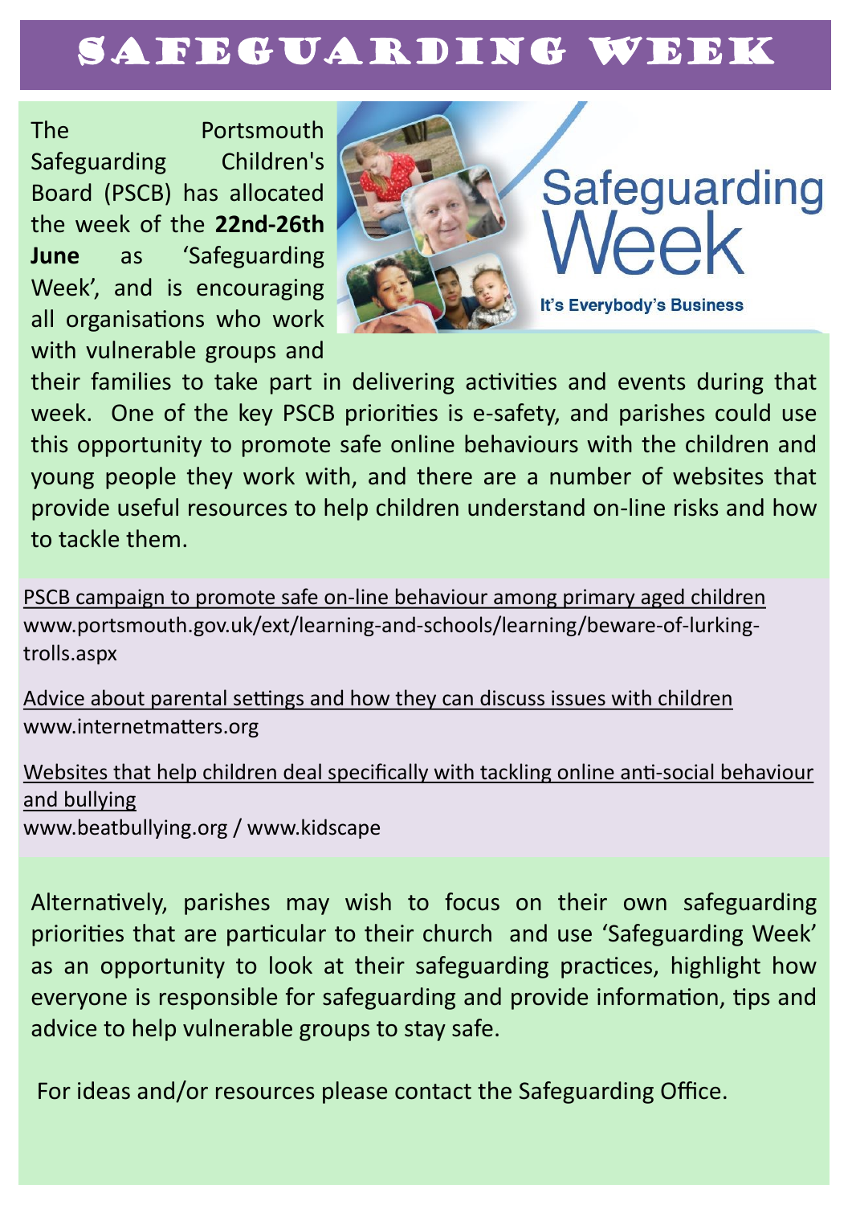# Safeguarding Week

The Portsmouth Safeguarding Children's Board (PSCB) has allocated the week of the **22nd-26th June** as 'Safeguarding Week', and is encouraging all organisations who work with vulnerable groups and their families to take part in delivering activities and events during that week. One of the key PSCB priorities is e-safety, and parishes could use this opportunity to promote safe online behaviours with the children and young people they work with, and there are a number of websites that provide useful resources to help children understand on-line risks and how to tackle them.

PSCB campaign to promote safe on-line behaviour among primary aged children
www.portsmouth.gov.uk/ext/learning-and-schools/learning/beware-of-lurking-trolls.aspx

Advice about parental settings and how they can discuss issues with children
www.internetmatters.org

Websites that help children deal specifically with tackling online anti-social behaviour and bullying
www.beatbullying.org / www.kidscape

Alternatively, parishes may wish to focus on their own safeguarding priorities that are particular to their church and use 'Safeguarding Week' as an opportunity to look at their safeguarding practices, highlight how everyone is responsible for safeguarding and provide information, tips and advice to help vulnerable groups to stay safe.

For ideas and/or resources please contact the Safeguarding Office.